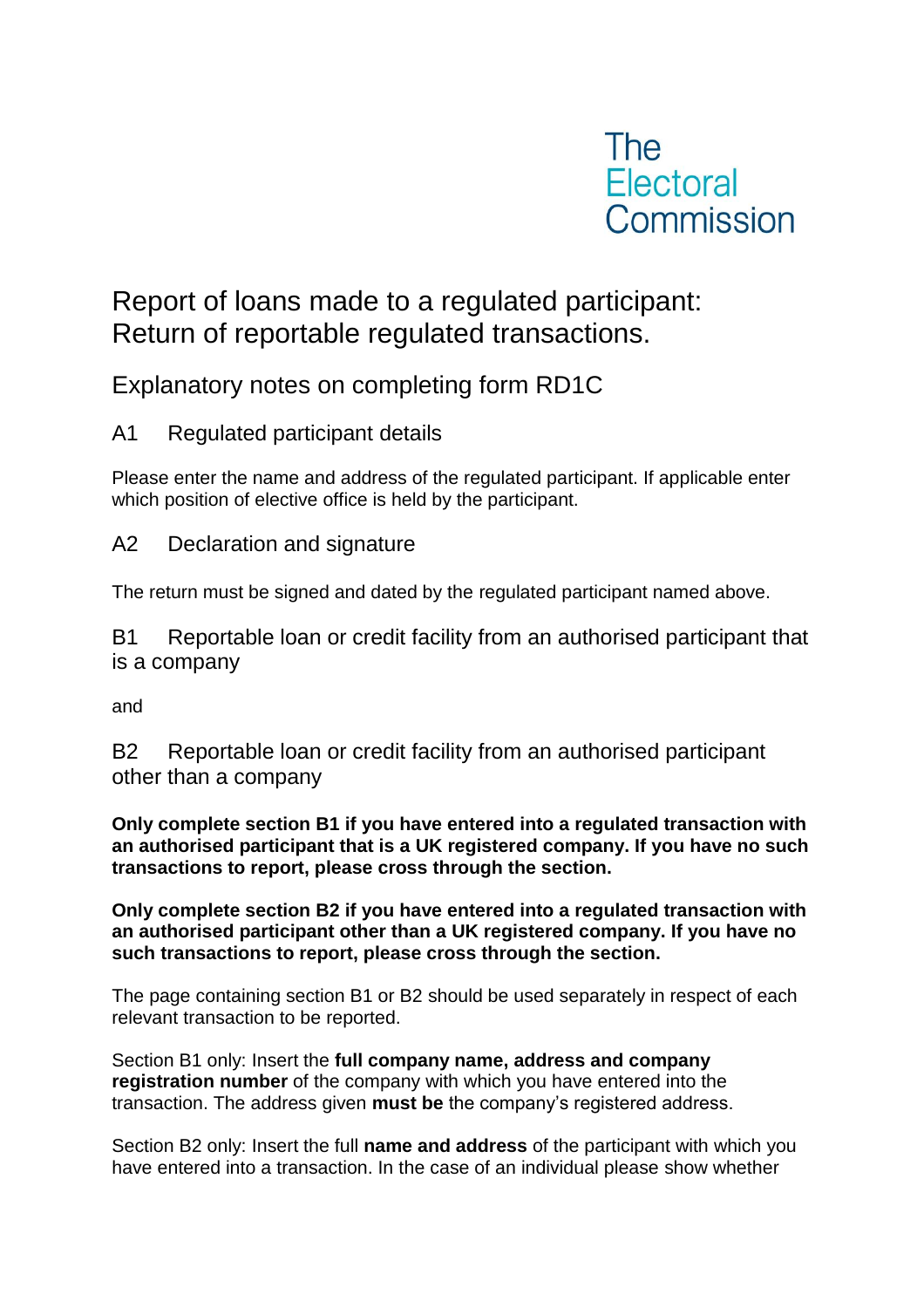The Electoral Commission

# Report of loans made to a regulated participant: Return of reportable regulated transactions.

## Explanatory notes on completing form RD1C

### A1 Regulated participant details

Please enter the name and address of the regulated participant. If applicable enter which position of elective office is held by the participant.

### A2 Declaration and signature

The return must be signed and dated by the regulated participant named above.

### B1 Reportable loan or credit facility from an authorised participant that is a company

and

### B2 Reportable loan or credit facility from an authorised participant other than a company

**Only complete section B1 if you have entered into a regulated transaction with an authorised participant that is a UK registered company. If you have no such transactions to report, please cross through the section.**

**Only complete section B2 if you have entered into a regulated transaction with an authorised participant other than a UK registered company. If you have no such transactions to report, please cross through the section.**

The page containing section B1 or B2 should be used separately in respect of each relevant transaction to be reported.

Section B1 only: Insert the **full company name, address and company registration number** of the company with which you have entered into the transaction. The address given **must be** the company's registered address.

Section B2 only: Insert the full **name and address** of the participant with which you have entered into a transaction. In the case of an individual please show whether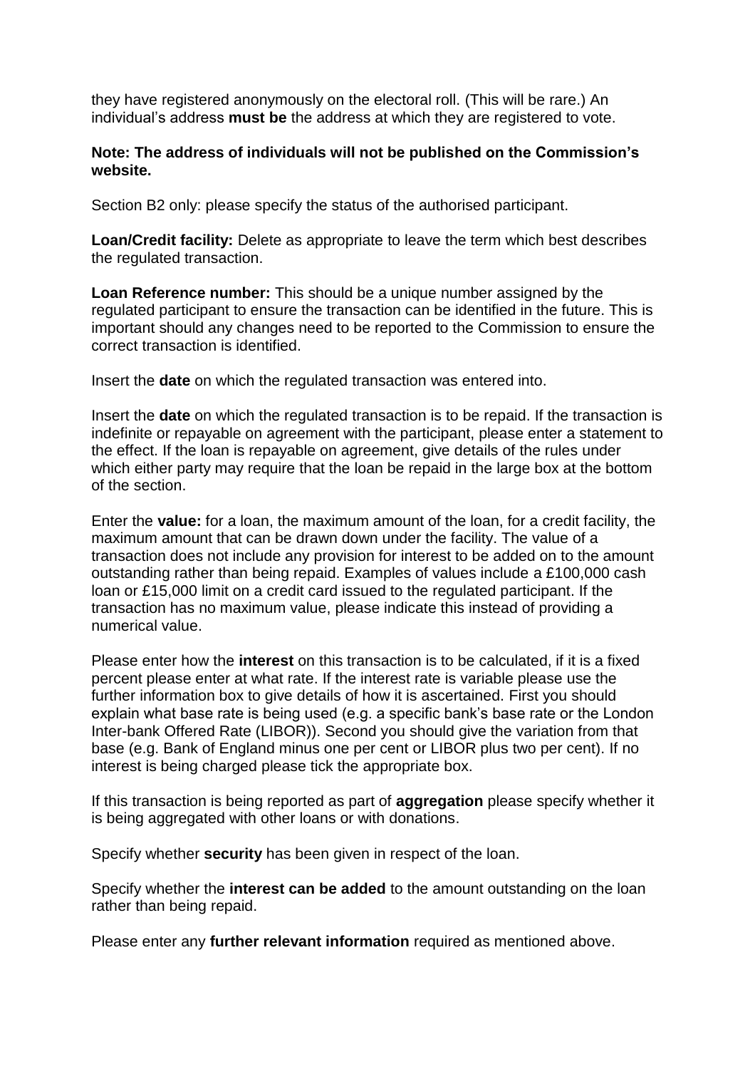they have registered anonymously on the electoral roll. (This will be rare.) An individual's address **must be** the address at which they are registered to vote.

**Note: The address of individuals will not be published on the Commission's website.**

Section B2 only: please specify the status of the authorised participant.

**Loan/Credit facility:** Delete as appropriate to leave the term which best describes the regulated transaction.

**Loan Reference number:** This should be a unique number assigned by the regulated participant to ensure the transaction can be identified in the future. This is important should any changes need to be reported to the Commission to ensure the correct transaction is identified.

Insert the **date** on which the regulated transaction was entered into.

Insert the **date** on which the regulated transaction is to be repaid. If the transaction is indefinite or repayable on agreement with the participant, please enter a statement to the effect. If the loan is repayable on agreement, give details of the rules under which either party may require that the loan be repaid in the large box at the bottom of the section.

Enter the **value:** for a loan, the maximum amount of the loan, for a credit facility, the maximum amount that can be drawn down under the facility. The value of a transaction does not include any provision for interest to be added on to the amount outstanding rather than being repaid. Examples of values include a £100,000 cash loan or £15,000 limit on a credit card issued to the regulated participant. If the transaction has no maximum value, please indicate this instead of providing a numerical value.

Please enter how the **interest** on this transaction is to be calculated, if it is a fixed percent please enter at what rate. If the interest rate is variable please use the further information box to give details of how it is ascertained. First you should explain what base rate is being used (e.g. a specific bank's base rate or the London Inter-bank Offered Rate (LIBOR)). Second you should give the variation from that base (e.g. Bank of England minus one per cent or LIBOR plus two per cent). If no interest is being charged please tick the appropriate box.

If this transaction is being reported as part of **aggregation** please specify whether it is being aggregated with other loans or with donations.

Specify whether **security** has been given in respect of the loan.

Specify whether the **interest can be added** to the amount outstanding on the loan rather than being repaid.

Please enter any **further relevant information** required as mentioned above.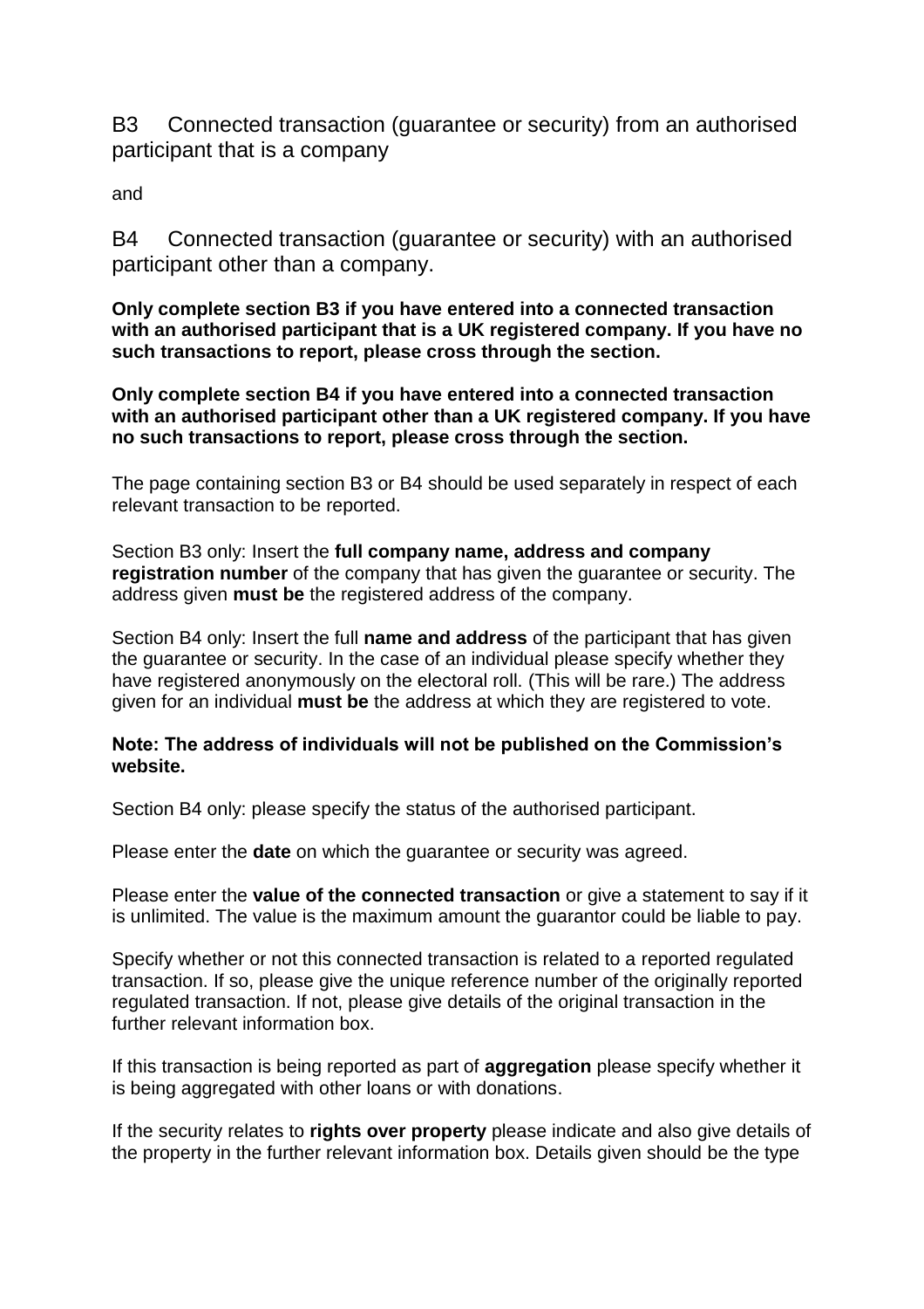## B3 Connected transaction (guarantee or security) from an authorised participant that is a company

and

## B4 Connected transaction (guarantee or security) with an authorised participant other than a company.

**Only complete section B3 if you have entered into a connected transaction with an authorised participant that is a UK registered company. If you have no such transactions to report, please cross through the section.**

**Only complete section B4 if you have entered into a connected transaction with an authorised participant other than a UK registered company. If you have no such transactions to report, please cross through the section.**

The page containing section B3 or B4 should be used separately in respect of each relevant transaction to be reported.

Section B3 only: Insert the **full company name, address and company registration number** of the company that has given the guarantee or security. The address given **must be** the registered address of the company.

Section B4 only: Insert the full **name and address** of the participant that has given the guarantee or security. In the case of an individual please specify whether they have registered anonymously on the electoral roll. (This will be rare.) The address given for an individual **must be** the address at which they are registered to vote.

**Note: The address of individuals will not be published on the Commission's website.**

Section B4 only: please specify the status of the authorised participant.

Please enter the **date** on which the guarantee or security was agreed.

Please enter the **value of the connected transaction** or give a statement to say if it is unlimited. The value is the maximum amount the guarantor could be liable to pay.

Specify whether or not this connected transaction is related to a reported regulated transaction. If so, please give the unique reference number of the originally reported regulated transaction. If not, please give details of the original transaction in the further relevant information box.

If this transaction is being reported as part of **aggregation** please specify whether it is being aggregated with other loans or with donations.

If the security relates to **rights over property** please indicate and also give details of the property in the further relevant information box. Details given should be the type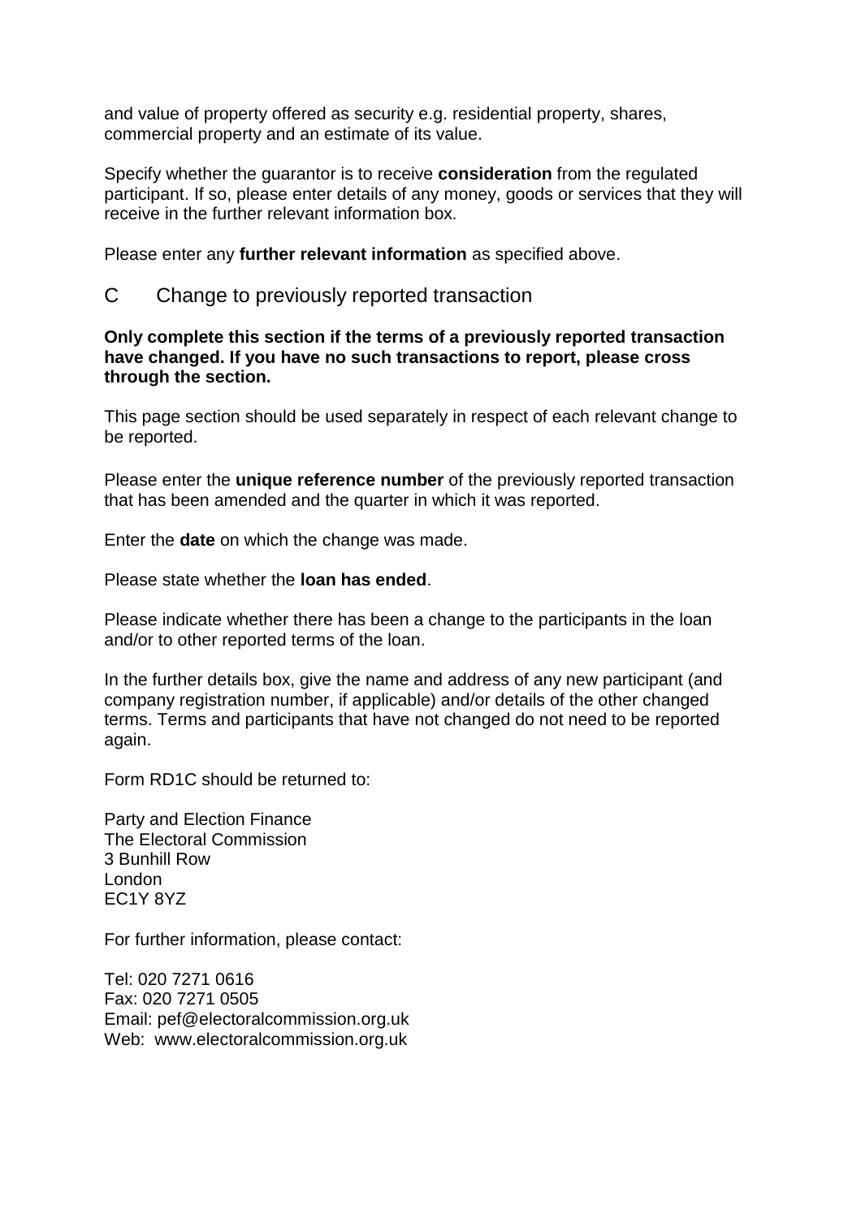and value of property offered as security e.g. residential property, shares, commercial property and an estimate of its value.

Specify whether the guarantor is to receive **consideration** from the regulated participant. If so, please enter details of any money, goods or services that they will receive in the further relevant information box.

Please enter any **further relevant information** as specified above.

## C Change to previously reported transaction

**Only complete this section if the terms of a previously reported transaction have changed. If you have no such transactions to report, please cross through the section.**

This page section should be used separately in respect of each relevant change to be reported.

Please enter the **unique reference number** of the previously reported transaction that has been amended and the quarter in which it was reported.

Enter the **date** on which the change was made.

Please state whether the **loan has ended**.

Please indicate whether there has been a change to the participants in the loan and/or to other reported terms of the loan.

In the further details box, give the name and address of any new participant (and company registration number, if applicable) and/or details of the other changed terms. Terms and participants that have not changed do not need to be reported again.

Form RD1C should be returned to:

Party and Election Finance
The Electoral Commission
3 Bunhill Row
London
EC1Y 8YZ

For further information, please contact:

Tel: 020 7271 0616
Fax: 020 7271 0505
Email: pef@electoralcommission.org.uk
Web: www.electoralcommission.org.uk